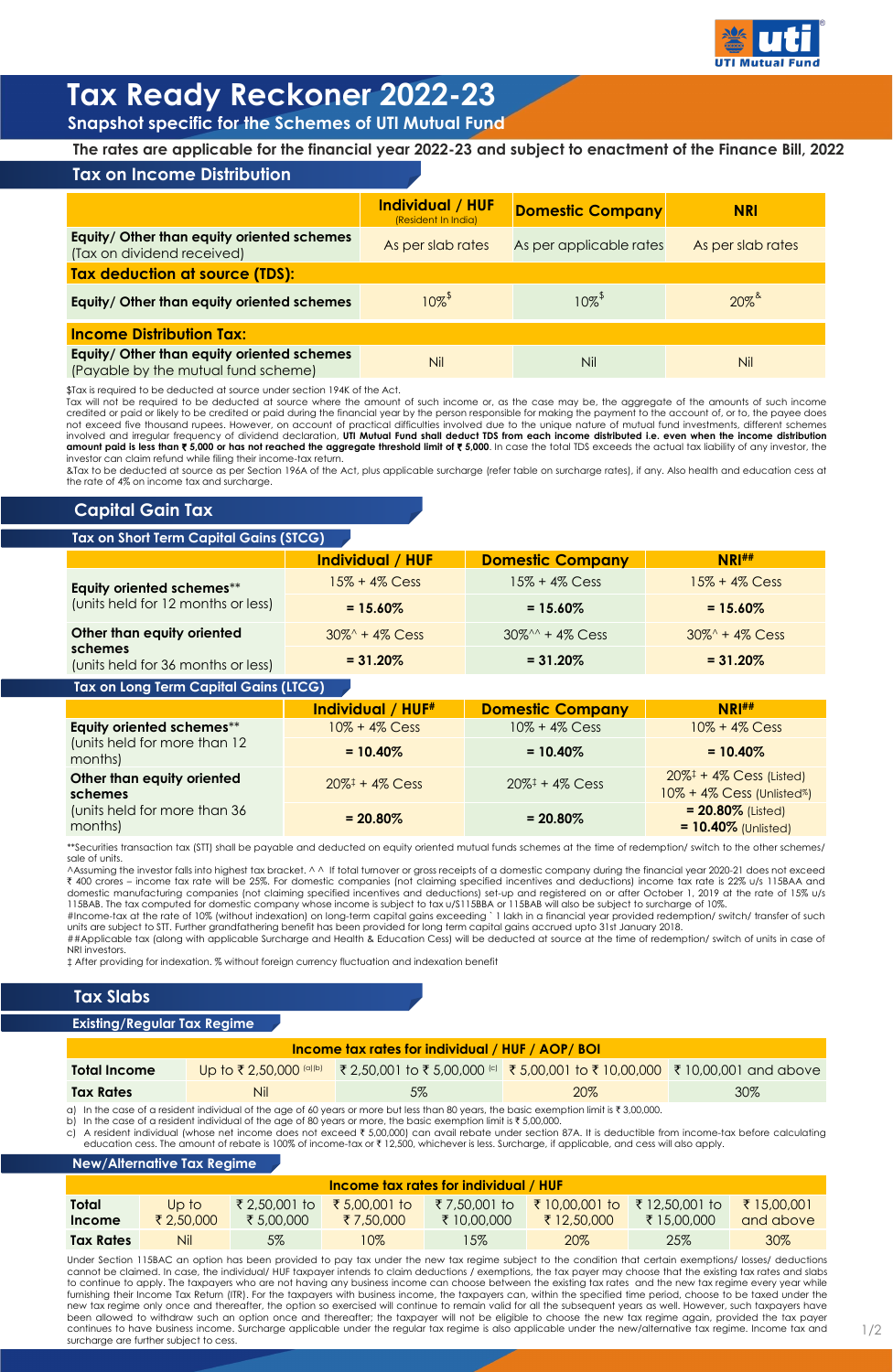# Tax Ready Reckoner 2022-23

**Snapshot specific for the Schemes of UTI Mutual Fund**

**The rates are applicable for the financial year 2022-23 and subject to enactment of the Finance Bill, 2022**

## Tax on Income Distribution

| | Individual / HUF (Resident In India) | Domestic Company | NRI |
|---|---|---|---|
| **Equity/ Other than equity oriented schemes** (Tax on dividend received) | As per slab rates | As per applicable rates | As per slab rates |
| **Tax deduction at source (TDS):** | | | |
| **Equity/ Other than equity oriented schemes** | 10%$ | 10%$ | 20%& |
| **Income Distribution Tax:** | | | |
| **Equity/ Other than equity oriented schemes** (Payable by the mutual fund scheme) | Nil | Nil | Nil |

$Tax is required to be deducted at source under section 194K of the Act.
Tax will not be required to be deducted at source where the amount of such income or, as the case may be, the aggregate of the amounts of such income credited or paid or likely to be credited or paid during the financial year by the person responsible for making the payment to the account of, or to, the payee does not exceed five thousand rupees. However, on account of practical difficulties involved due to the unique nature of mutual fund investments, different schemes involved and irregular frequency of dividend declaration, **UTI Mutual Fund shall deduct TDS from each income distributed i.e. even when the income distribution amount paid is less than ₹ 5,000 or has not reached the aggregate threshold limit of ₹ 5,000**. In case the total TDS exceeds the actual tax liability of any investor, the investor can claim refund while filing their income-tax return.
&Tax to be deducted at source as per Section 196A of the Act, plus applicable surcharge (refer table on surcharge rates), if any. Also health and education cess at the rate of 4% on income tax and surcharge.

## Capital Gain Tax

### Tax on Short Term Capital Gains (STCG)

| | Individual / HUF | Domestic Company | NRI## |
|---|---|---|---|
| **Equity oriented schemes**** (units held for 12 months or less) | 15% + 4% Cess | 15% + 4% Cess | 15% + 4% Cess |
| | **= 15.60%** | **= 15.60%** | **= 15.60%** |
| **Other than equity oriented schemes** (units held for 36 months or less) | 30%^ + 4% Cess | 30%^^ + 4% Cess | 30%^ + 4% Cess |
| | **= 31.20%** | **= 31.20%** | **= 31.20%** |

### Tax on Long Term Capital Gains (LTCG)

| | Individual / HUF# | Domestic Company | NRI## |
|---|---|---|---|
| **Equity oriented schemes**** (units held for more than 12 months) | 10% + 4% Cess | 10% + 4% Cess | 10% + 4% Cess |
| | **= 10.40%** | **= 10.40%** | **= 10.40%** |
| **Other than equity oriented schemes** (units held for more than 36 months) | 20%‡ + 4% Cess | 20%‡ + 4% Cess | 20%‡ + 4% Cess (Listed) 10% + 4% Cess (Unlisted%) |
| | **= 20.80%** | **= 20.80%** | **= 20.80%** (Listed) **= 10.40%** (Unlisted) |

**Securities transaction tax (STT) shall be payable and deducted on equity oriented mutual funds schemes at the time of redemption/ switch to the other schemes/ sale of units.
^Assuming the investor falls into highest tax bracket. ^^ If total turnover or gross receipts of a domestic company during the financial year 2020-21 does not exceed ₹ 400 crores – income tax rate will be 25%. For domestic companies (not claiming specified incentives and deductions) income tax rate is 22% u/s 115BAA and domestic manufacturing companies (not claiming specified incentives and deductions) set-up and registered on or after October 1, 2019 at the rate of 15% u/s 115BAB. The tax computed for domestic company whose income is subject to tax u/S115BBA or 115BAB will also be subject to surcharge of 10%.
#Income-tax at the rate of 10% (without indexation) on long-term capital gains exceeding ` 1 lakh in a financial year provided redemption/ switch/ transfer of such units are subject to STT. Further grandfathering benefit has been provided for long term capital gains accrued upto 31st January 2018.
##Applicable tax (along with applicable Surcharge and Health & Education Cess) will be deducted at source at the time of redemption/ switch of units in case of NRI investors.
‡ After providing for indexation. % without foreign currency fluctuation and indexation benefit

## Tax Slabs

### Existing/Regular Tax Regime

**Income tax rates for individual / HUF / AOP/ BOI**

| Total Income | Up to ₹ 2,50,000 (a)(b) | ₹ 2,50,001 to ₹ 5,00,000 (c) | ₹ 5,00,001 to ₹ 10,00,000 | ₹ 10,00,001 and above |
|---|---|---|---|---|
| **Tax Rates** | Nil | 5% | 20% | 30% |

a) In the case of a resident individual of the age of 60 years or more but less than 80 years, the basic exemption limit is ₹ 3,00,000.
b) In the case of a resident individual of the age of 80 years or more, the basic exemption limit is ₹ 5,00,000.
c) A resident individual (whose net income does not exceed ₹ 5,00,000) can avail rebate under section 87A. It is deductible from income-tax before calculating education cess. The amount of rebate is 100% of income-tax or ₹ 12,500, whichever is less. Surcharge, if applicable, and cess will also apply.

### New/Alternative Tax Regime

**Income tax rates for individual / HUF**

| Total Income | Up to ₹ 2,50,000 | ₹ 2,50,001 to ₹ 5,00,000 | ₹ 5,00,001 to ₹ 7,50,000 | ₹ 7,50,001 to ₹ 10,00,000 | ₹ 10,00,001 to ₹ 12,50,000 | ₹ 12,50,001 to ₹ 15,00,000 | ₹ 15,00,001 and above |
|---|---|---|---|---|---|---|---|
| **Tax Rates** | Nil | 5% | 10% | 15% | 20% | 25% | 30% |

Under Section 115BAC an option has been provided to pay tax under the new tax regime subject to the condition that certain exemptions/ losses/ deductions cannot be claimed. In case, the individual/ HUF taxpayer intends to claim deductions / exemptions, the tax payer may choose that the existing tax rates and slabs to continue to apply. The taxpayers who are not having any business income can choose between the existing tax rates and the new tax regime every year while furnishing their Income Tax Return (ITR). For the taxpayers with business income, the taxpayers can, within the specified time period, choose to be taxed under the new tax regime only once and thereafter, the option so exercised will continue to remain valid for all the subsequent years as well. However, such taxpayers have been allowed to withdraw such an option once and thereafter; the taxpayer will not be eligible to choose the new tax regime again, provided the tax payer continues to have business income. Surcharge applicable under the regular tax regime is also applicable under the new/alternative tax regime. Income tax and surcharge are further subject to cess.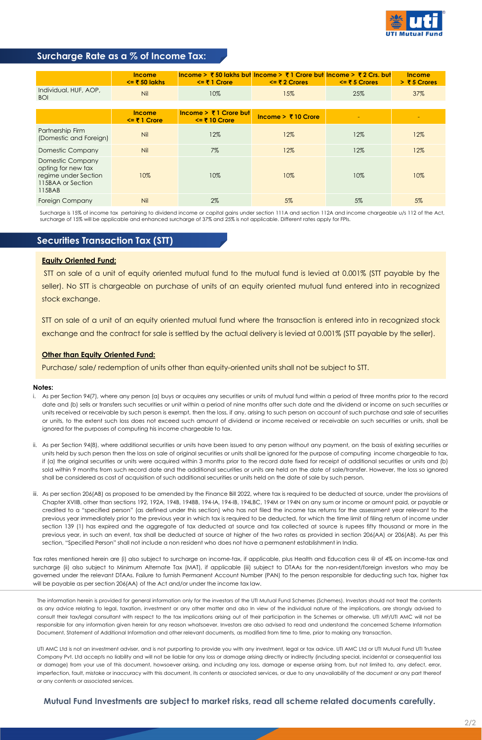## Surcharge Rate as a % of Income Tax:

| | Income <= ₹ 50 lakhs | Income > ₹ 50 lakhs but <= ₹ 1 Crore | Income > ₹ 1 Crore but <= ₹ 2 Crores | Income > ₹ 2 Crs. but <= ₹ 5 Crores | Income > ₹ 5 Crores |
|---|---|---|---|---|---|
| Individual, HUF, AOP, BOI | Nil | 10% | 15% | 25% | 37% |
| | **Income <= ₹ 1 Crore** | **Income > ₹ 1 Crore but <= ₹ 10 Crore** | **Income > ₹ 10 Crore** | - | - |
| Partnership Firm (Domestic and Foreign) | Nil | 12% | 12% | 12% | 12% |
| Domestic Company | Nil | 7% | 12% | 12% | 12% |
| Domestic Company opting for new tax regime under Section 115BAA or Section 115BAB | 10% | 10% | 10% | 10% | 10% |
| Foreign Company | Nil | 2% | 5% | 5% | 5% |

Surcharge is 15% of income tax pertaining to dividend income or capital gains under section 111A and section 112A and income chargeable u/s 112 of the Act, surcharge of 15% will be applicable and enhanced surcharge of 37% and 25% is not applicable. Different rates apply for FPIs.

## Securities Transaction Tax (STT)

**Equity Oriented Fund:**

STT on sale of a unit of equity oriented mutual fund to the mutual fund is levied at 0.001% (STT payable by the seller). No STT is chargeable on purchase of units of an equity oriented mutual fund entered into in recognized stock exchange.

STT on sale of a unit of an equity oriented mutual fund where the transaction is entered into in recognized stock exchange and the contract for sale is settled by the actual delivery is levied at 0.001% (STT payable by the seller).

**Other than Equity Oriented Fund:**

Purchase/ sale/ redemption of units other than equity-oriented units shall not be subject to STT.

**Notes:**

i. As per Section 94(7), where any person (a) buys or acquires any securities or units of mutual fund within a period of three months prior to the record date and (b) sells or transfers such securities or unit within a period of nine months after such date and the dividend or income on such securities or units received or receivable by such person is exempt, then the loss, if any, arising to such person on account of such purchase and sale of securities or units, to the extent such loss does not exceed such amount of dividend or income received or receivable on such securities or units, shall be ignored for the purposes of computing his income chargeable to tax.

ii. As per Section 94(8), where additional securities or units have been issued to any person without any payment, on the basis of existing securities or units held by such person then the loss on sale of original securities or units shall be ignored for the purpose of computing income chargeable to tax, if (a) the original securities or units were acquired within 3 months prior to the record date fixed for receipt of additional securities or units and (b) sold within 9 months from such record date and the additional securities or units are held on the date of sale/transfer. However, the loss so ignored shall be considered as cost of acquisition of such additional securities or units held on the date of sale by such person.

iii. As per section 206(AB) as proposed to be amended by the Finance Bill 2022, where tax is required to be deducted at source, under the provisions of Chapter XVIIB, other than sections 192, 192A, 194B, 194BB, 194-IA, 194-IB, 194LBC, 194M or 194N on any sum or income or amount paid, or payable or credited to a "specified person" (as defined under this section) who has not filed the income tax returns for the assessment year relevant to the previous year immediately prior to the previous year in which tax is required to be deducted, for which the time limit of filing return of income under section 139 (1) has expired and the aggregate of tax deducted at source and tax collected at source is rupees fifty thousand or more in the previous year, in such an event, tax shall be deducted at source at higher of the two rates as provided in section 206(AA) or 206(AB). As per this section, "Specified Person" shall not include a non resident who does not have a permanent establishment in India.

Tax rates mentioned herein are (i) also subject to surcharge on income-tax, if applicable, plus Health and Education cess @ of 4% on income-tax and surcharge (ii) also subject to Minimum Alternate Tax (MAT), if applicable (iii) subject to DTAAs for the non-resident/foreign investors who may be governed under the relevant DTAAs. Failure to furnish Permanent Account Number (PAN) to the person responsible for deducting such tax, higher tax will be payable as per section 206(AA) of the Act and/or under the income tax law.

The information herein is provided for general information only for the investors of the UTI Mutual Fund Schemes (Schemes). Investors should not treat the contents as any advice relating to legal, taxation, investment or any other matter and also In view of the individual nature of the implications, each investor is strongly advised to consult their tax/legal consultant with respect to the tax implications arising out of their participation in the Schemes or otherwise. UTI MF/UTI AMC will not be responsible for any information given herein for any reason whatsoever. Investors are also advised to read and understand the concerned Scheme Information Document, Statement of Additional Information and other relevant documents, as modified from time to time, prior to making any transaction.

UTI AMC Ltd is not an investment adviser, and is not purporting to provide you with any investment, legal or tax advice. UTI AMC Ltd or UTI Mutual Fund UTI Trustee Company Pvt. Ltd accepts no liability and will not be liable for any loss or damage arising directly or indirectly (including special, incidental or consequential loss or damage) from your use of this document, howsoever arising, and including any loss, damage or expense arising from, but not limited to, any defect, error, imperfection, fault, mistake or inaccuracy with this document, its contents or associated services, or due to any unavailability of the document or any part thereof or any contents or associated services.

**Mutual Fund Investments are subject to market risks, read all scheme related documents carefully.**